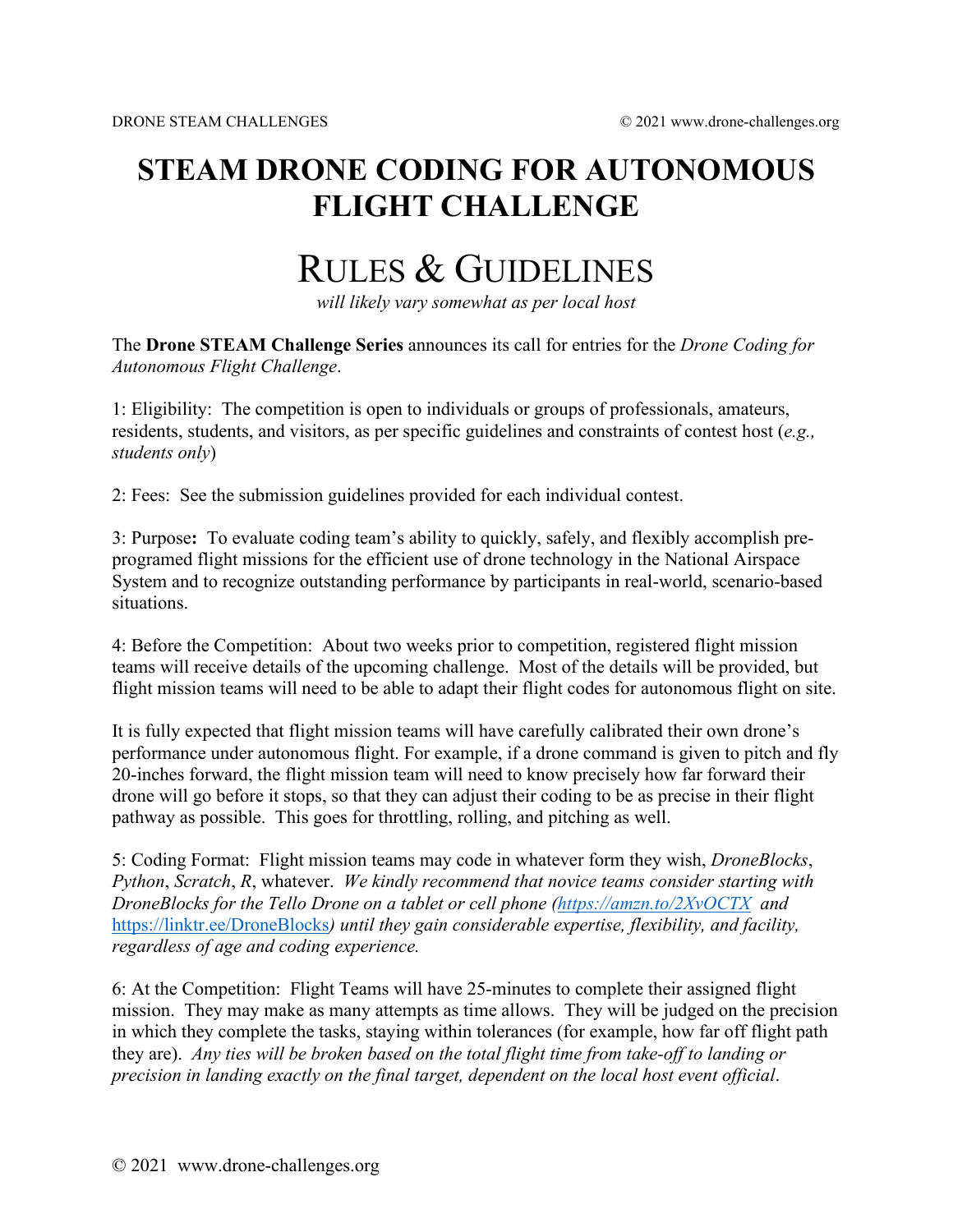# STEAM DRONE CODING FOR AUTONOMOUS FLIGHT CHALLENGE

## RULES & GUIDELINES

*will likely vary somewhat as per local host*

The **Drone STEAM Challenge Series** announces its call for entries for the *Drone Coding for Autonomous Flight Challenge*.

1: Eligibility: The competition is open to individuals or groups of professionals, amateurs, residents, students, and visitors, as per specific guidelines and constraints of contest host (*e.g., students only*)

2: Fees: See the submission guidelines provided for each individual contest.

3: Purpose**:** To evaluate coding team's ability to quickly, safely, and flexibly accomplish pre-programed flight missions for the efficient use of drone technology in the National Airspace System and to recognize outstanding performance by participants in real-world, scenario-based situations.

4: Before the Competition: About two weeks prior to competition, registered flight mission teams will receive details of the upcoming challenge. Most of the details will be provided, but flight mission teams will need to be able to adapt their flight codes for autonomous flight on site.

It is fully expected that flight mission teams will have carefully calibrated their own drone's performance under autonomous flight. For example, if a drone command is given to pitch and fly 20-inches forward, the flight mission team will need to know precisely how far forward their drone will go before it stops, so that they can adjust their coding to be as precise in their flight pathway as possible. This goes for throttling, rolling, and pitching as well.

5: Coding Format: Flight mission teams may code in whatever form they wish, *DroneBlocks*, *Python*, *Scratch*, *R*, whatever. *We kindly recommend that novice teams consider starting with DroneBlocks for the Tello Drone on a tablet or cell phone ([https://amzn.to/2XvOCTX](https://amzn.to/2XvOCTX) and* [https://linktr.ee/DroneBlocks](https://linktr.ee/DroneBlocks)*) until they gain considerable expertise, flexibility, and facility, regardless of age and coding experience.*

6: At the Competition: Flight Teams will have 25-minutes to complete their assigned flight mission. They may make as many attempts as time allows. They will be judged on the precision in which they complete the tasks, staying within tolerances (for example, how far off flight path they are). *Any ties will be broken based on the total flight time from take-off to landing or precision in landing exactly on the final target, dependent on the local host event official*.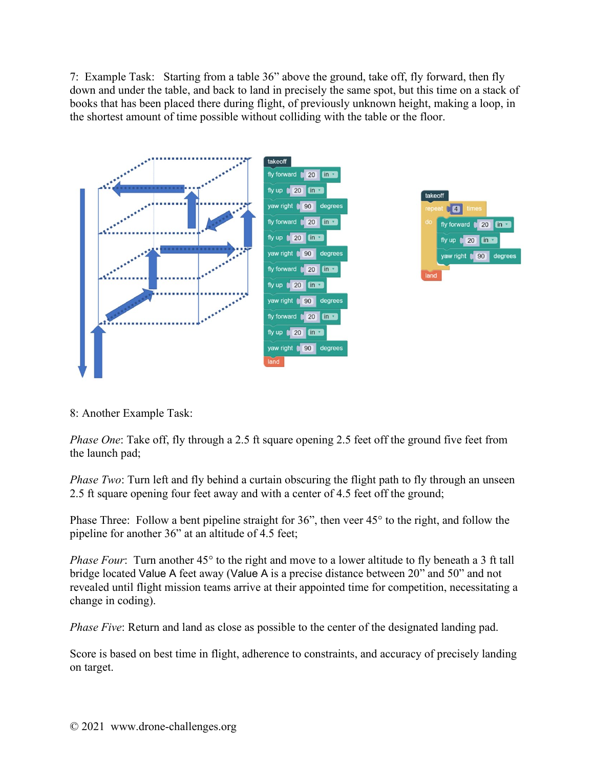7: Example Task: Starting from a table 36” above the ground, take off, fly forward, then fly down and under the table, and back to land in precisely the same spot, but this time on a stack of books that has been placed there during flight, of previously unknown height, making a loop, in the shortest amount of time possible without colliding with the table or the floor.

```
takeoff
fly forward 20 in
fly up 20 in
yaw right 90 degrees
fly forward 20 in
fly up 20 in
yaw right 90 degrees
fly forward 20 in
fly up 20 in
yaw right 90 degrees
fly forward 20 in
fly up 20 in
yaw right 90 degrees
land
```

```
takeoff
repeat 4 times
do
    fly forward 20 in
    fly up 20 in
    yaw right 90 degrees
land
```

8: Another Example Task:

*Phase One*: Take off, fly through a 2.5 ft square opening 2.5 feet off the ground five feet from the launch pad;

*Phase Two*: Turn left and fly behind a curtain obscuring the flight path to fly through an unseen 2.5 ft square opening four feet away and with a center of 4.5 feet off the ground;

Phase Three: Follow a bent pipeline straight for 36”, then veer 45° to the right, and follow the pipeline for another 36” at an altitude of 4.5 feet;

*Phase Four*: Turn another 45° to the right and move to a lower altitude to fly beneath a 3 ft tall bridge located Value A feet away (Value A is a precise distance between 20” and 50” and not revealed until flight mission teams arrive at their appointed time for competition, necessitating a change in coding).

*Phase Five*: Return and land as close as possible to the center of the designated landing pad.

Score is based on best time in flight, adherence to constraints, and accuracy of precisely landing on target.